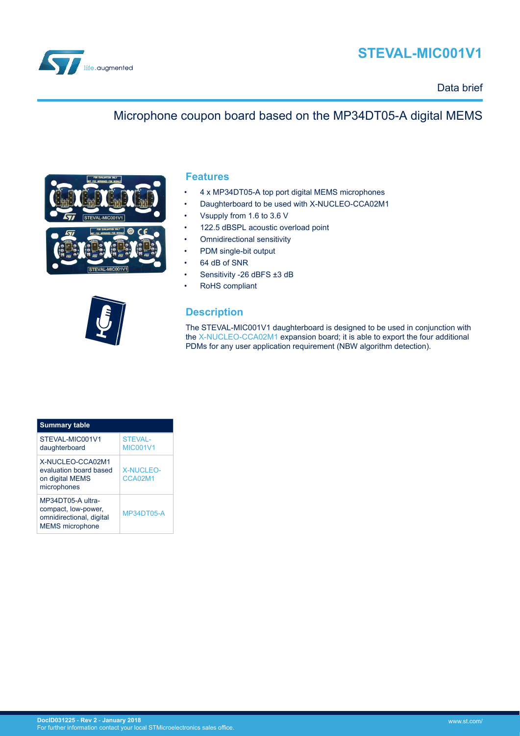# STEVAL-MIC001V1

Data brief

## Microphone coupon board based on the MP34DT05-A digital MEMS

## Features

- 4 x MP34DT05-A top port digital MEMS microphones
- Daughterboard to be used with X-NUCLEO-CCA02M1
- Vsupply from 1.6 to 3.6 V
- 122.5 dBSPL acoustic overload point
- Omnidirectional sensitivity
- PDM single-bit output
- 64 dB of SNR
- Sensitivity -26 dBFS ±3 dB
- RoHS compliant

## Description

The STEVAL-MIC001V1 daughterboard is designed to be used in conjunction with the X-NUCLEO-CCA02M1 expansion board; it is able to export the four additional PDMs for any user application requirement (NBW algorithm detection).

| Summary table | |
|---|---|
| STEVAL-MIC001V1 daughterboard | STEVAL-MIC001V1 |
| X-NUCLEO-CCA02M1 evaluation board based on digital MEMS microphones | X-NUCLEO-CCA02M1 |
| MP34DT05-A ultra-compact, low-power, omnidirectional, digital MEMS microphone | MP34DT05-A |

DocID031225 - Rev 2 - January 2018
For further information contact your local STMicroelectronics sales office.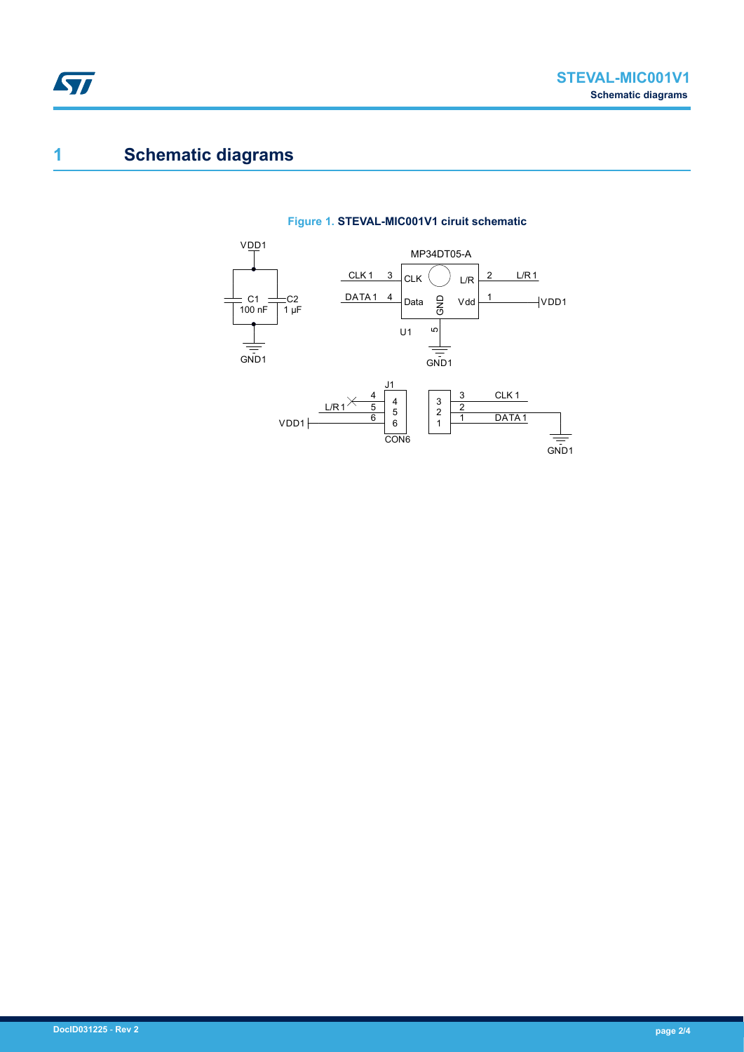# 1 Schematic diagrams

**Figure 1. STEVAL-MIC001V1 ciruit schematic**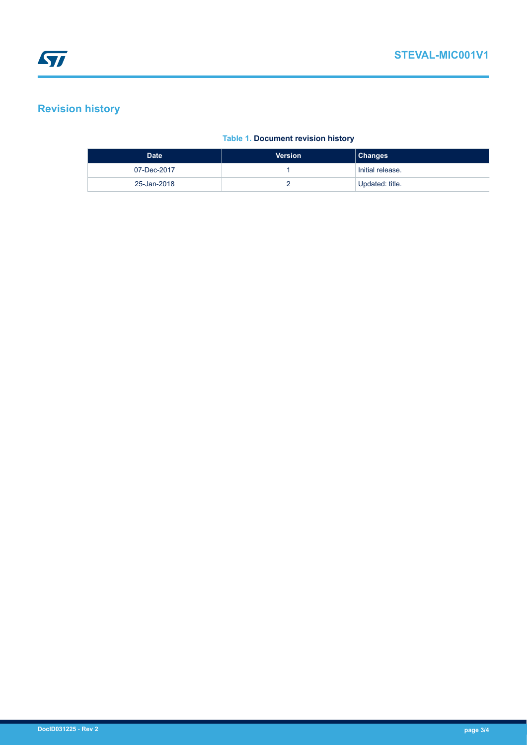## Revision history

**Table 1. Document revision history**

| Date | Version | Changes |
| --- | --- | --- |
| 07-Dec-2017 | 1 | Initial release. |
| 25-Jan-2018 | 2 | Updated: title. |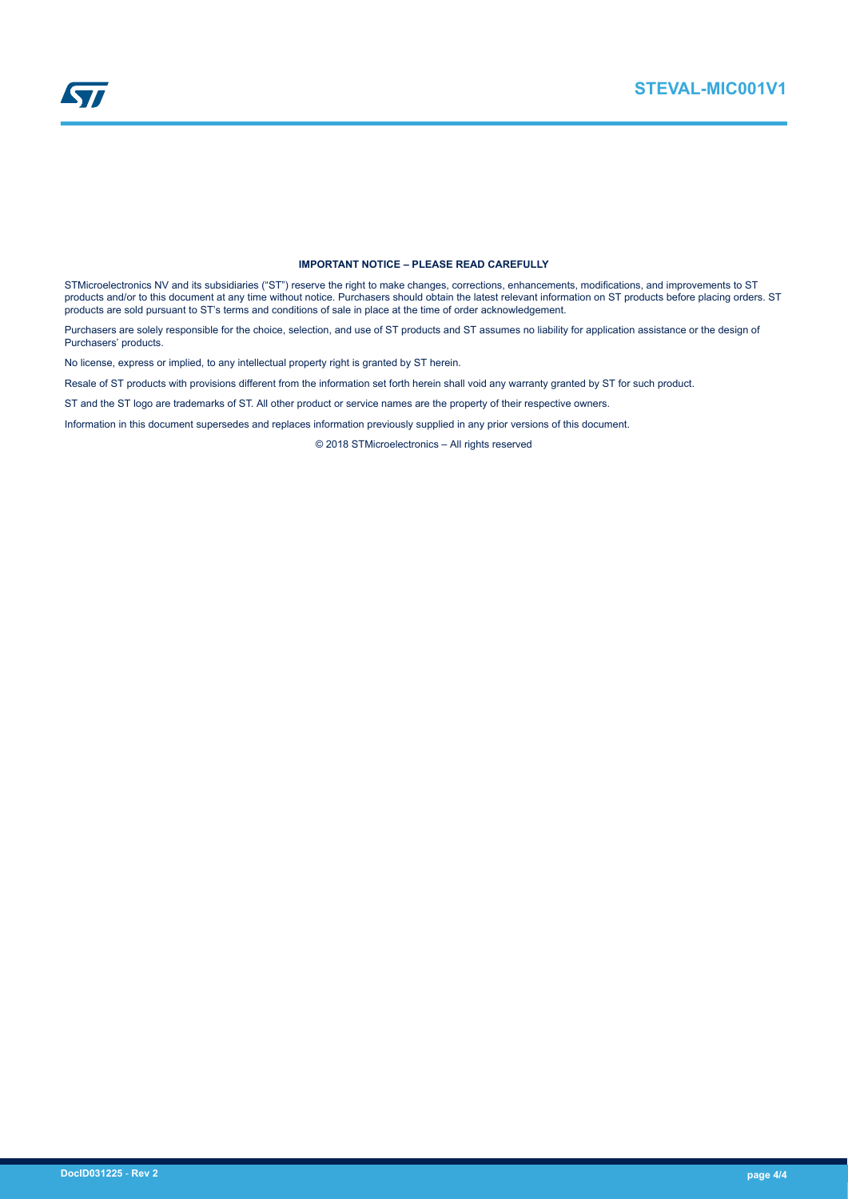**IMPORTANT NOTICE – PLEASE READ CAREFULLY**

STMicroelectronics NV and its subsidiaries ("ST") reserve the right to make changes, corrections, enhancements, modifications, and improvements to ST products and/or to this document at any time without notice. Purchasers should obtain the latest relevant information on ST products before placing orders. ST products are sold pursuant to ST's terms and conditions of sale in place at the time of order acknowledgement.

Purchasers are solely responsible for the choice, selection, and use of ST products and ST assumes no liability for application assistance or the design of Purchasers' products.

No license, express or implied, to any intellectual property right is granted by ST herein.

Resale of ST products with provisions different from the information set forth herein shall void any warranty granted by ST for such product.

ST and the ST logo are trademarks of ST. All other product or service names are the property of their respective owners.

Information in this document supersedes and replaces information previously supplied in any prior versions of this document.

© 2018 STMicroelectronics – All rights reserved